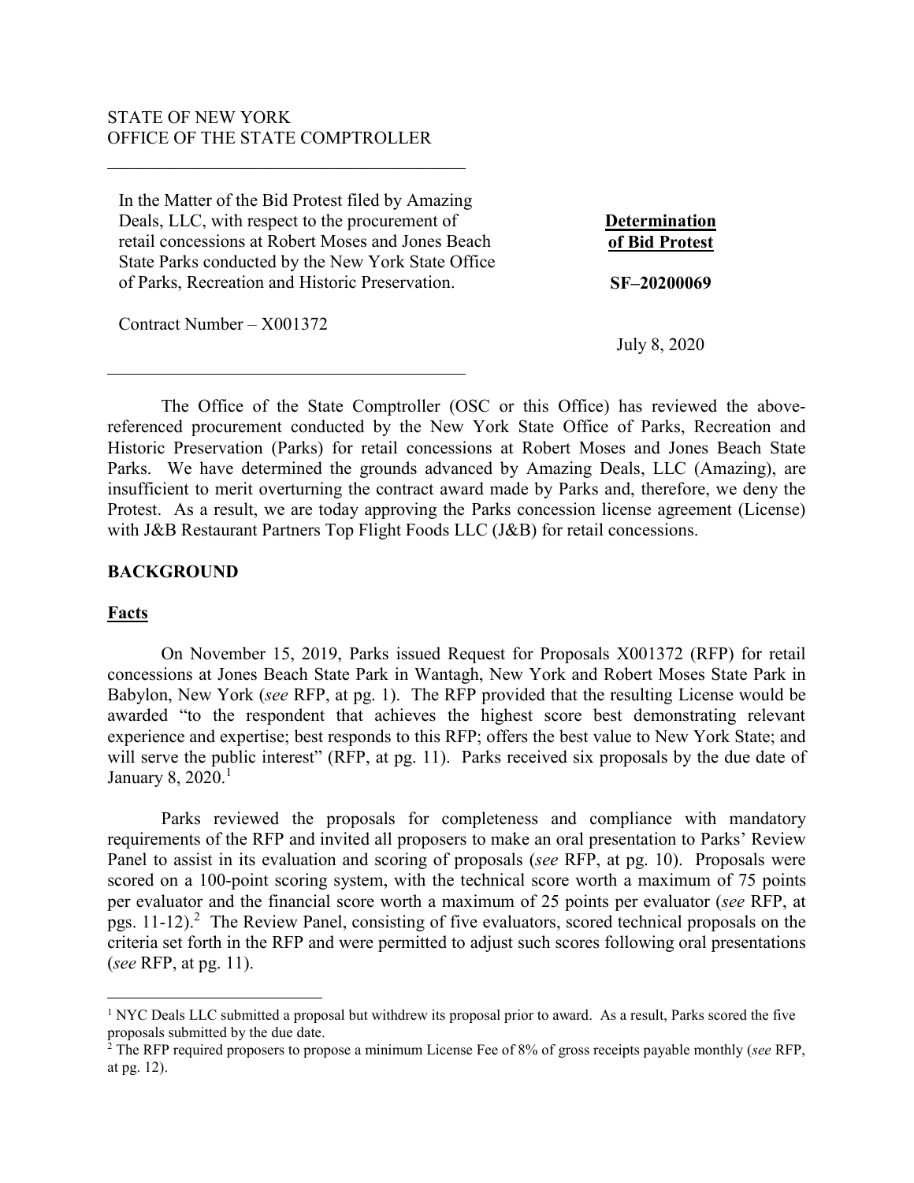STATE OF NEW YORK
OFFICE OF THE STATE COMPTROLLER

---

| In the Matter of the Bid Protest filed by Amazing Deals, LLC, with respect to the procurement of retail concessions at Robert Moses and Jones Beach State Parks conducted by the New York State Office of Parks, Recreation and Historic Preservation. | **Determination of Bid Protest** |
| --- | --- |
| | **SF–20200069** |
| Contract Number – X001372 | July 8, 2020 |

---

The Office of the State Comptroller (OSC or this Office) has reviewed the above-referenced procurement conducted by the New York State Office of Parks, Recreation and Historic Preservation (Parks) for retail concessions at Robert Moses and Jones Beach State Parks. We have determined the grounds advanced by Amazing Deals, LLC (Amazing), are insufficient to merit overturning the contract award made by Parks and, therefore, we deny the Protest. As a result, we are today approving the Parks concession license agreement (License) with J&B Restaurant Partners Top Flight Foods LLC (J&B) for retail concessions.

## BACKGROUND

### Facts

On November 15, 2019, Parks issued Request for Proposals X001372 (RFP) for retail concessions at Jones Beach State Park in Wantagh, New York and Robert Moses State Park in Babylon, New York (*see* RFP, at pg. 1). The RFP provided that the resulting License would be awarded "to the respondent that achieves the highest score best demonstrating relevant experience and expertise; best responds to this RFP; offers the best value to New York State; and will serve the public interest" (RFP, at pg. 11). Parks received six proposals by the due date of January 8, 2020.[1]

Parks reviewed the proposals for completeness and compliance with mandatory requirements of the RFP and invited all proposers to make an oral presentation to Parks' Review Panel to assist in its evaluation and scoring of proposals (*see* RFP, at pg. 10). Proposals were scored on a 100-point scoring system, with the technical score worth a maximum of 75 points per evaluator and the financial score worth a maximum of 25 points per evaluator (*see* RFP, at pgs. 11-12).[2] The Review Panel, consisting of five evaluators, scored technical proposals on the criteria set forth in the RFP and were permitted to adjust such scores following oral presentations (*see* RFP, at pg. 11).

---

[1] NYC Deals LLC submitted a proposal but withdrew its proposal prior to award. As a result, Parks scored the five proposals submitted by the due date.

[2] The RFP required proposers to propose a minimum License Fee of 8% of gross receipts payable monthly (*see* RFP, at pg. 12).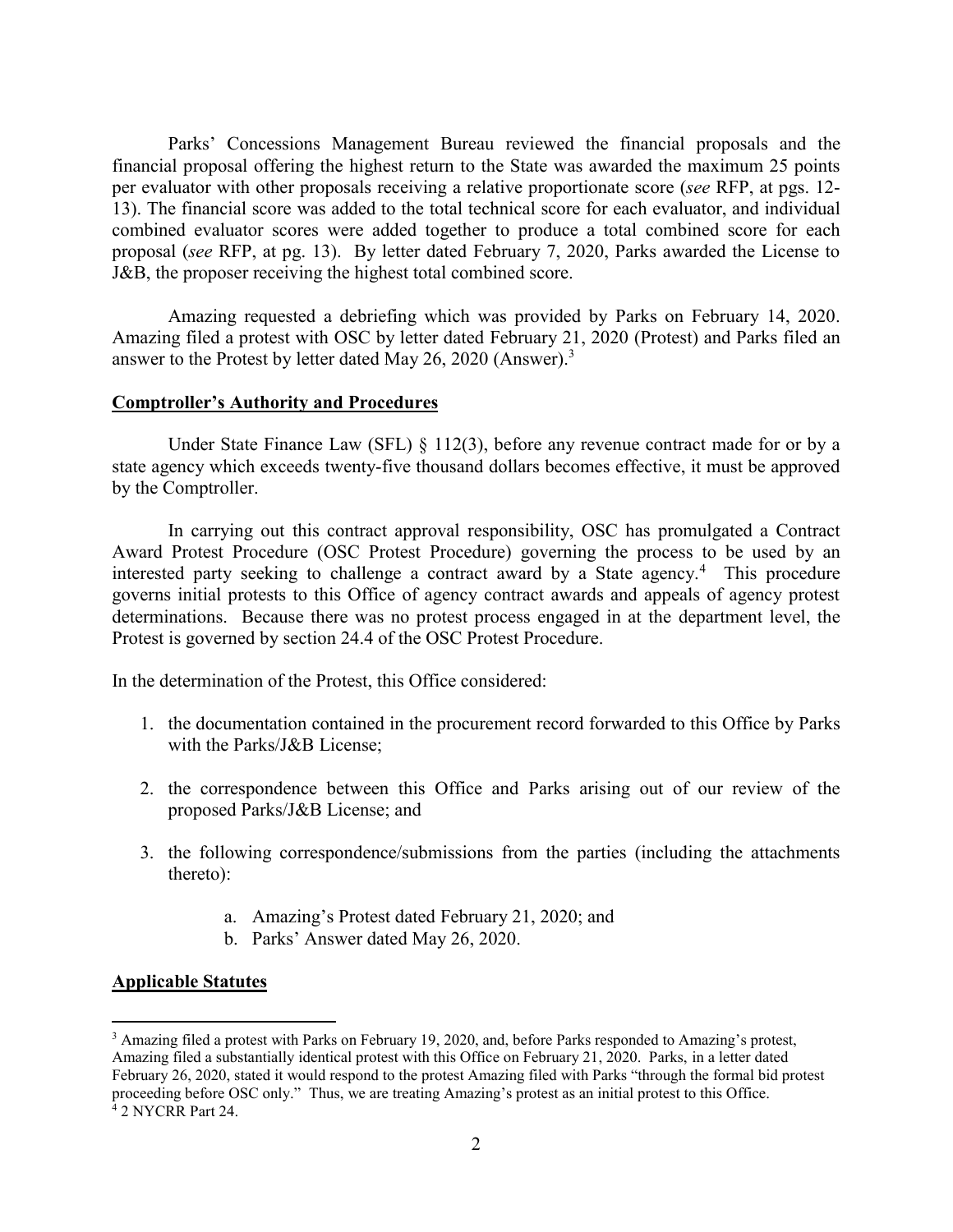Parks' Concessions Management Bureau reviewed the financial proposals and the financial proposal offering the highest return to the State was awarded the maximum 25 points per evaluator with other proposals receiving a relative proportionate score (*see* RFP, at pgs. 12-13). The financial score was added to the total technical score for each evaluator, and individual combined evaluator scores were added together to produce a total combined score for each proposal (*see* RFP, at pg. 13). By letter dated February 7, 2020, Parks awarded the License to J&B, the proposer receiving the highest total combined score.

Amazing requested a debriefing which was provided by Parks on February 14, 2020. Amazing filed a protest with OSC by letter dated February 21, 2020 (Protest) and Parks filed an answer to the Protest by letter dated May 26, 2020 (Answer).[3]

**Comptroller's Authority and Procedures**

Under State Finance Law (SFL) § 112(3), before any revenue contract made for or by a state agency which exceeds twenty-five thousand dollars becomes effective, it must be approved by the Comptroller.

In carrying out this contract approval responsibility, OSC has promulgated a Contract Award Protest Procedure (OSC Protest Procedure) governing the process to be used by an interested party seeking to challenge a contract award by a State agency.[4] This procedure governs initial protests to this Office of agency contract awards and appeals of agency protest determinations. Because there was no protest process engaged in at the department level, the Protest is governed by section 24.4 of the OSC Protest Procedure.

In the determination of the Protest, this Office considered:

1. the documentation contained in the procurement record forwarded to this Office by Parks with the Parks/J&B License;
2. the correspondence between this Office and Parks arising out of our review of the proposed Parks/J&B License; and
3. the following correspondence/submissions from the parties (including the attachments thereto):
    a. Amazing's Protest dated February 21, 2020; and
    b. Parks' Answer dated May 26, 2020.

**Applicable Statutes**

---

[3] Amazing filed a protest with Parks on February 19, 2020, and, before Parks responded to Amazing's protest, Amazing filed a substantially identical protest with this Office on February 21, 2020. Parks, in a letter dated February 26, 2020, stated it would respond to the protest Amazing filed with Parks "through the formal bid protest proceeding before OSC only." Thus, we are treating Amazing's protest as an initial protest to this Office.

[4] 2 NYCRR Part 24.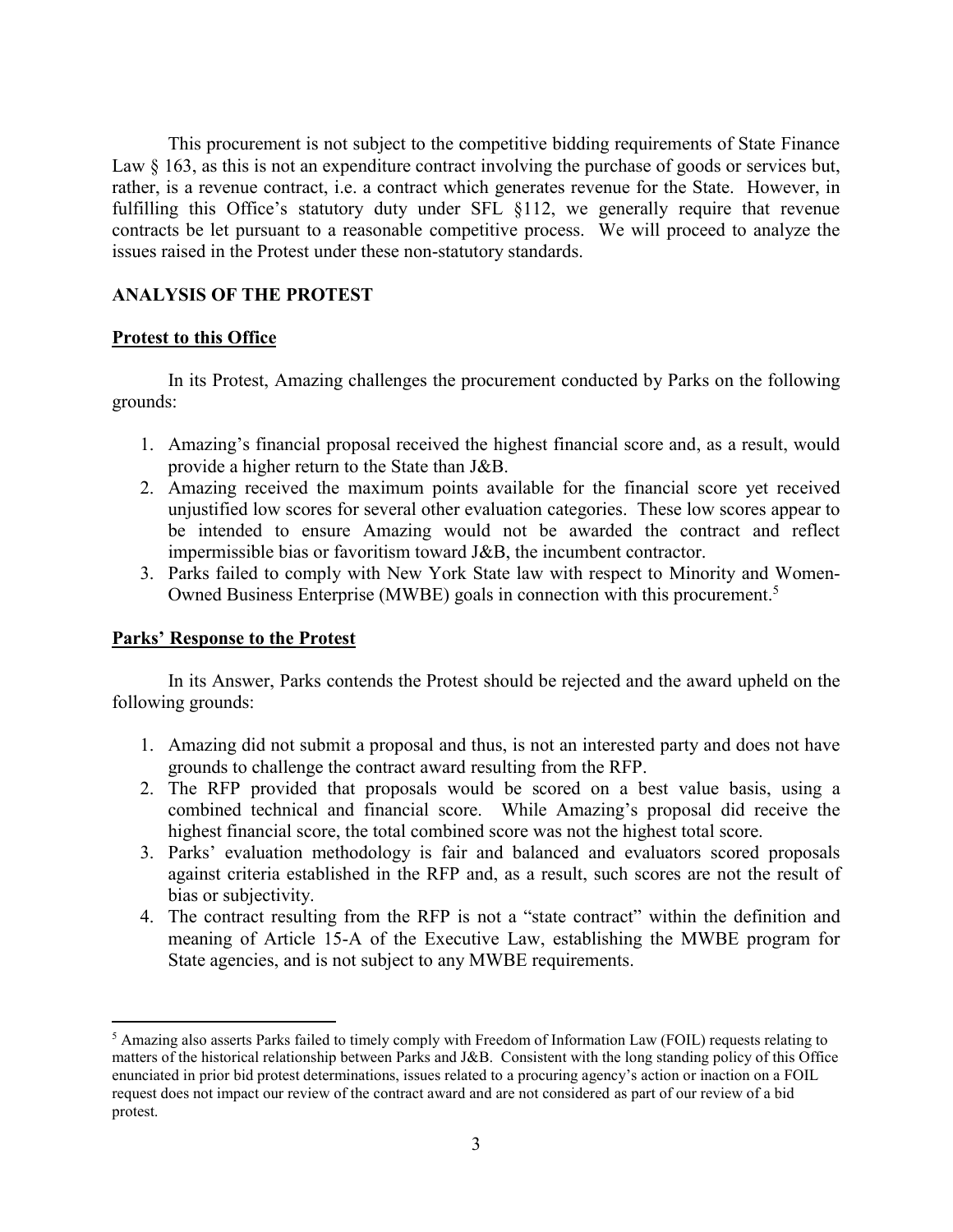This procurement is not subject to the competitive bidding requirements of State Finance Law § 163, as this is not an expenditure contract involving the purchase of goods or services but, rather, is a revenue contract, i.e. a contract which generates revenue for the State. However, in fulfilling this Office's statutory duty under SFL §112, we generally require that revenue contracts be let pursuant to a reasonable competitive process. We will proceed to analyze the issues raised in the Protest under these non-statutory standards.

## ANALYSIS OF THE PROTEST

### Protest to this Office

In its Protest, Amazing challenges the procurement conducted by Parks on the following grounds:

1. Amazing's financial proposal received the highest financial score and, as a result, would provide a higher return to the State than J&B.
2. Amazing received the maximum points available for the financial score yet received unjustified low scores for several other evaluation categories. These low scores appear to be intended to ensure Amazing would not be awarded the contract and reflect impermissible bias or favoritism toward J&B, the incumbent contractor.
3. Parks failed to comply with New York State law with respect to Minority and Women-Owned Business Enterprise (MWBE) goals in connection with this procurement.[5]

### Parks' Response to the Protest

In its Answer, Parks contends the Protest should be rejected and the award upheld on the following grounds:

1. Amazing did not submit a proposal and thus, is not an interested party and does not have grounds to challenge the contract award resulting from the RFP.
2. The RFP provided that proposals would be scored on a best value basis, using a combined technical and financial score. While Amazing's proposal did receive the highest financial score, the total combined score was not the highest total score.
3. Parks' evaluation methodology is fair and balanced and evaluators scored proposals against criteria established in the RFP and, as a result, such scores are not the result of bias or subjectivity.
4. The contract resulting from the RFP is not a "state contract" within the definition and meaning of Article 15-A of the Executive Law, establishing the MWBE program for State agencies, and is not subject to any MWBE requirements.

---

[5] Amazing also asserts Parks failed to timely comply with Freedom of Information Law (FOIL) requests relating to matters of the historical relationship between Parks and J&B. Consistent with the long standing policy of this Office enunciated in prior bid protest determinations, issues related to a procuring agency's action or inaction on a FOIL request does not impact our review of the contract award and are not considered as part of our review of a bid protest.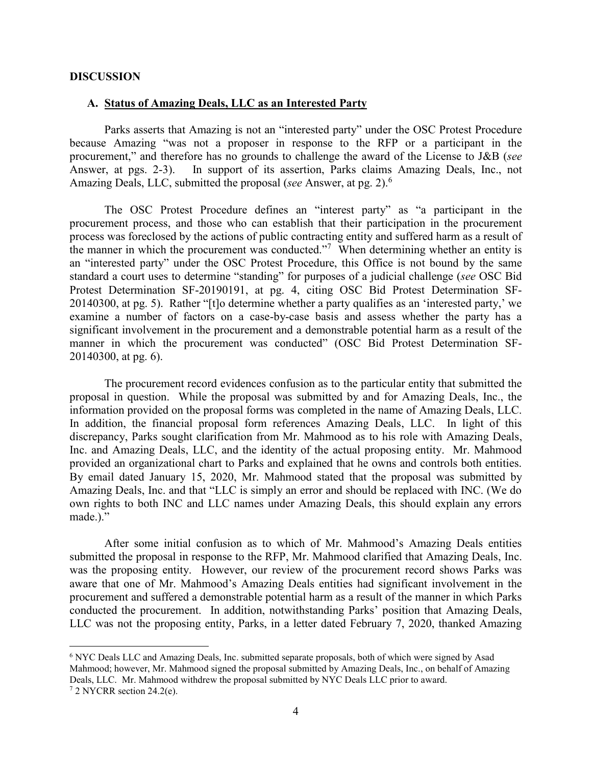## DISCUSSION

### A. Status of Amazing Deals, LLC as an Interested Party

Parks asserts that Amazing is not an "interested party" under the OSC Protest Procedure because Amazing "was not a proposer in response to the RFP or a participant in the procurement," and therefore has no grounds to challenge the award of the License to J&B (*see* Answer, at pgs. 2-3). In support of its assertion, Parks claims Amazing Deals, Inc., not Amazing Deals, LLC, submitted the proposal (*see* Answer, at pg. 2).[6]

The OSC Protest Procedure defines an "interest party" as "a participant in the procurement process, and those who can establish that their participation in the procurement process was foreclosed by the actions of public contracting entity and suffered harm as a result of the manner in which the procurement was conducted."[7] When determining whether an entity is an "interested party" under the OSC Protest Procedure, this Office is not bound by the same standard a court uses to determine "standing" for purposes of a judicial challenge (*see* OSC Bid Protest Determination SF-20190191, at pg. 4, citing OSC Bid Protest Determination SF-20140300, at pg. 5). Rather "[t]o determine whether a party qualifies as an 'interested party,' we examine a number of factors on a case-by-case basis and assess whether the party has a significant involvement in the procurement and a demonstrable potential harm as a result of the manner in which the procurement was conducted" (OSC Bid Protest Determination SF-20140300, at pg. 6).

The procurement record evidences confusion as to the particular entity that submitted the proposal in question. While the proposal was submitted by and for Amazing Deals, Inc., the information provided on the proposal forms was completed in the name of Amazing Deals, LLC. In addition, the financial proposal form references Amazing Deals, LLC. In light of this discrepancy, Parks sought clarification from Mr. Mahmood as to his role with Amazing Deals, Inc. and Amazing Deals, LLC, and the identity of the actual proposing entity. Mr. Mahmood provided an organizational chart to Parks and explained that he owns and controls both entities. By email dated January 15, 2020, Mr. Mahmood stated that the proposal was submitted by Amazing Deals, Inc. and that "LLC is simply an error and should be replaced with INC. (We do own rights to both INC and LLC names under Amazing Deals, this should explain any errors made.)."

After some initial confusion as to which of Mr. Mahmood's Amazing Deals entities submitted the proposal in response to the RFP, Mr. Mahmood clarified that Amazing Deals, Inc. was the proposing entity. However, our review of the procurement record shows Parks was aware that one of Mr. Mahmood's Amazing Deals entities had significant involvement in the procurement and suffered a demonstrable potential harm as a result of the manner in which Parks conducted the procurement. In addition, notwithstanding Parks' position that Amazing Deals, LLC was not the proposing entity, Parks, in a letter dated February 7, 2020, thanked Amazing

---

[6] NYC Deals LLC and Amazing Deals, Inc. submitted separate proposals, both of which were signed by Asad Mahmood; however, Mr. Mahmood signed the proposal submitted by Amazing Deals, Inc., on behalf of Amazing Deals, LLC. Mr. Mahmood withdrew the proposal submitted by NYC Deals LLC prior to award.

[7] 2 NYCRR section 24.2(e).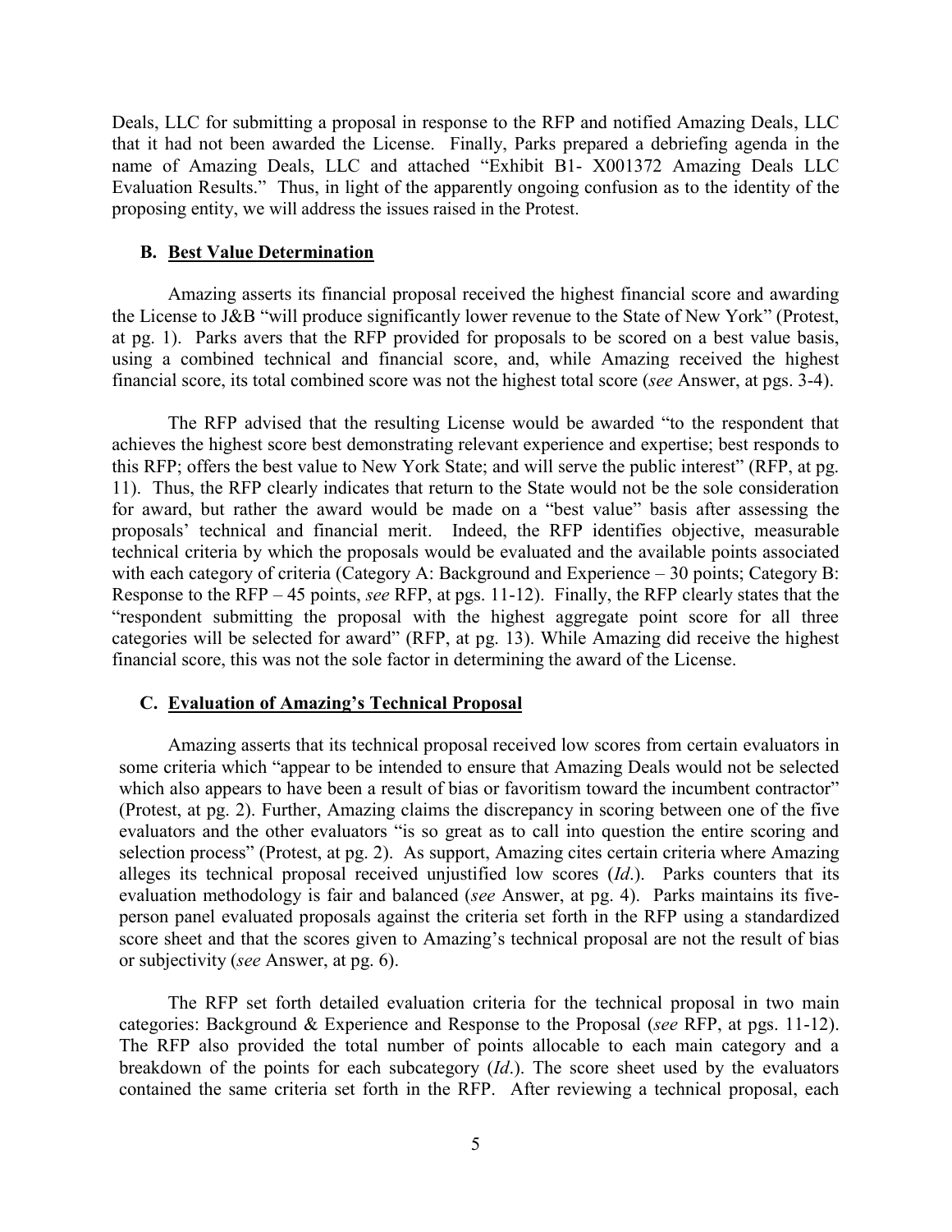Deals, LLC for submitting a proposal in response to the RFP and notified Amazing Deals, LLC that it had not been awarded the License. Finally, Parks prepared a debriefing agenda in the name of Amazing Deals, LLC and attached "Exhibit B1- X001372 Amazing Deals LLC Evaluation Results." Thus, in light of the apparently ongoing confusion as to the identity of the proposing entity, we will address the issues raised in the Protest.

### B. Best Value Determination

Amazing asserts its financial proposal received the highest financial score and awarding the License to J&B "will produce significantly lower revenue to the State of New York" (Protest, at pg. 1). Parks avers that the RFP provided for proposals to be scored on a best value basis, using a combined technical and financial score, and, while Amazing received the highest financial score, its total combined score was not the highest total score (*see* Answer, at pgs. 3-4).

The RFP advised that the resulting License would be awarded "to the respondent that achieves the highest score best demonstrating relevant experience and expertise; best responds to this RFP; offers the best value to New York State; and will serve the public interest" (RFP, at pg. 11). Thus, the RFP clearly indicates that return to the State would not be the sole consideration for award, but rather the award would be made on a "best value" basis after assessing the proposals' technical and financial merit. Indeed, the RFP identifies objective, measurable technical criteria by which the proposals would be evaluated and the available points associated with each category of criteria (Category A: Background and Experience – 30 points; Category B: Response to the RFP – 45 points, *see* RFP, at pgs. 11-12). Finally, the RFP clearly states that the "respondent submitting the proposal with the highest aggregate point score for all three categories will be selected for award" (RFP, at pg. 13). While Amazing did receive the highest financial score, this was not the sole factor in determining the award of the License.

### C. Evaluation of Amazing's Technical Proposal

Amazing asserts that its technical proposal received low scores from certain evaluators in some criteria which "appear to be intended to ensure that Amazing Deals would not be selected which also appears to have been a result of bias or favoritism toward the incumbent contractor" (Protest, at pg. 2). Further, Amazing claims the discrepancy in scoring between one of the five evaluators and the other evaluators "is so great as to call into question the entire scoring and selection process" (Protest, at pg. 2). As support, Amazing cites certain criteria where Amazing alleges its technical proposal received unjustified low scores (*Id*.). Parks counters that its evaluation methodology is fair and balanced (*see* Answer, at pg. 4). Parks maintains its five-person panel evaluated proposals against the criteria set forth in the RFP using a standardized score sheet and that the scores given to Amazing's technical proposal are not the result of bias or subjectivity (*see* Answer, at pg. 6).

The RFP set forth detailed evaluation criteria for the technical proposal in two main categories: Background & Experience and Response to the Proposal (*see* RFP, at pgs. 11-12). The RFP also provided the total number of points allocable to each main category and a breakdown of the points for each subcategory (*Id*.). The score sheet used by the evaluators contained the same criteria set forth in the RFP. After reviewing a technical proposal, each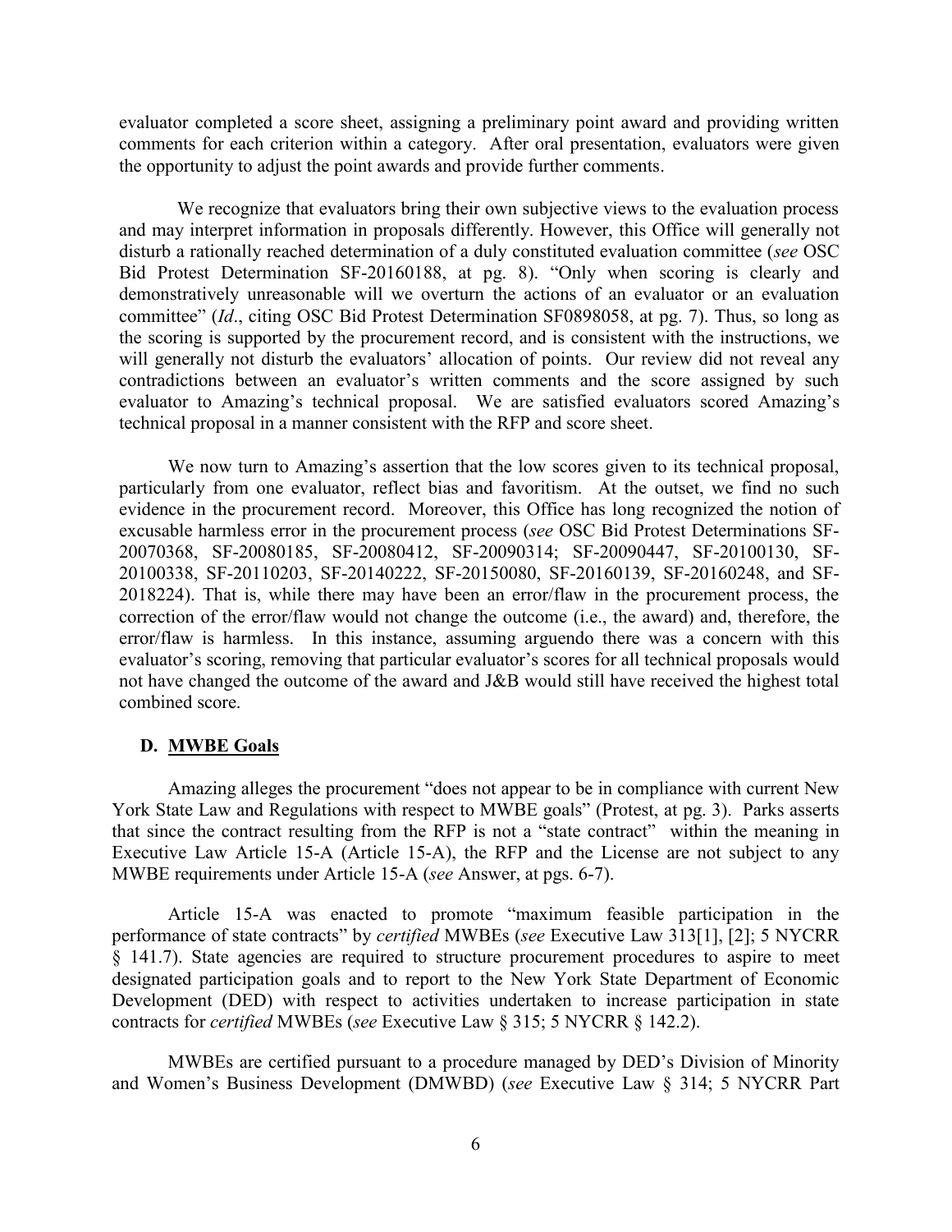evaluator completed a score sheet, assigning a preliminary point award and providing written comments for each criterion within a category. After oral presentation, evaluators were given the opportunity to adjust the point awards and provide further comments.

We recognize that evaluators bring their own subjective views to the evaluation process and may interpret information in proposals differently. However, this Office will generally not disturb a rationally reached determination of a duly constituted evaluation committee (*see* OSC Bid Protest Determination SF-20160188, at pg. 8). "Only when scoring is clearly and demonstratively unreasonable will we overturn the actions of an evaluator or an evaluation committee" (*Id*., citing OSC Bid Protest Determination SF0898058, at pg. 7). Thus, so long as the scoring is supported by the procurement record, and is consistent with the instructions, we will generally not disturb the evaluators' allocation of points. Our review did not reveal any contradictions between an evaluator's written comments and the score assigned by such evaluator to Amazing's technical proposal. We are satisfied evaluators scored Amazing's technical proposal in a manner consistent with the RFP and score sheet.

We now turn to Amazing's assertion that the low scores given to its technical proposal, particularly from one evaluator, reflect bias and favoritism. At the outset, we find no such evidence in the procurement record. Moreover, this Office has long recognized the notion of excusable harmless error in the procurement process (*see* OSC Bid Protest Determinations SF-20070368, SF-20080185, SF-20080412, SF-20090314; SF-20090447, SF-20100130, SF-20100338, SF-20110203, SF-20140222, SF-20150080, SF-20160139, SF-20160248, and SF-2018224). That is, while there may have been an error/flaw in the procurement process, the correction of the error/flaw would not change the outcome (i.e., the award) and, therefore, the error/flaw is harmless. In this instance, assuming arguendo there was a concern with this evaluator's scoring, removing that particular evaluator's scores for all technical proposals would not have changed the outcome of the award and J&B would still have received the highest total combined score.

### D. MWBE Goals

Amazing alleges the procurement "does not appear to be in compliance with current New York State Law and Regulations with respect to MWBE goals" (Protest, at pg. 3). Parks asserts that since the contract resulting from the RFP is not a "state contract" within the meaning in Executive Law Article 15-A (Article 15-A), the RFP and the License are not subject to any MWBE requirements under Article 15-A (*see* Answer, at pgs. 6-7).

Article 15-A was enacted to promote "maximum feasible participation in the performance of state contracts" by *certified* MWBEs (*see* Executive Law 313[1], [2]; 5 NYCRR § 141.7). State agencies are required to structure procurement procedures to aspire to meet designated participation goals and to report to the New York State Department of Economic Development (DED) with respect to activities undertaken to increase participation in state contracts for *certified* MWBEs (*see* Executive Law § 315; 5 NYCRR § 142.2).

MWBEs are certified pursuant to a procedure managed by DED's Division of Minority and Women's Business Development (DMWBD) (*see* Executive Law § 314; 5 NYCRR Part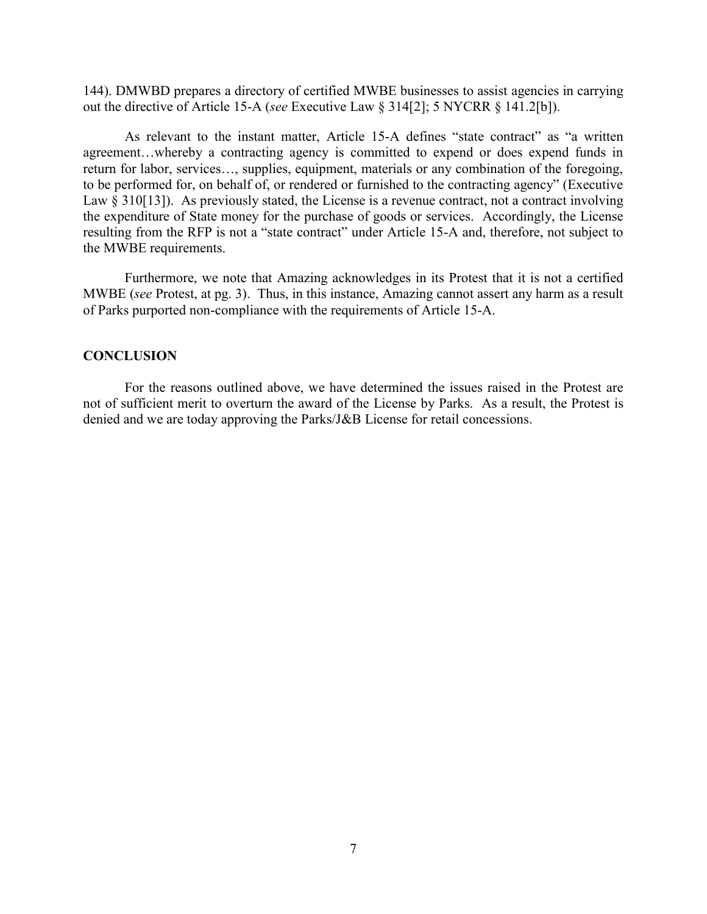144). DMWBD prepares a directory of certified MWBE businesses to assist agencies in carrying out the directive of Article 15-A (*see* Executive Law § 314[2]; 5 NYCRR § 141.2[b]).

As relevant to the instant matter, Article 15-A defines "state contract" as "a written agreement…whereby a contracting agency is committed to expend or does expend funds in return for labor, services…, supplies, equipment, materials or any combination of the foregoing, to be performed for, on behalf of, or rendered or furnished to the contracting agency" (Executive Law § 310[13]). As previously stated, the License is a revenue contract, not a contract involving the expenditure of State money for the purchase of goods or services. Accordingly, the License resulting from the RFP is not a "state contract" under Article 15-A and, therefore, not subject to the MWBE requirements.

Furthermore, we note that Amazing acknowledges in its Protest that it is not a certified MWBE (*see* Protest, at pg. 3). Thus, in this instance, Amazing cannot assert any harm as a result of Parks purported non-compliance with the requirements of Article 15-A.

## CONCLUSION

For the reasons outlined above, we have determined the issues raised in the Protest are not of sufficient merit to overturn the award of the License by Parks. As a result, the Protest is denied and we are today approving the Parks/J&B License for retail concessions.